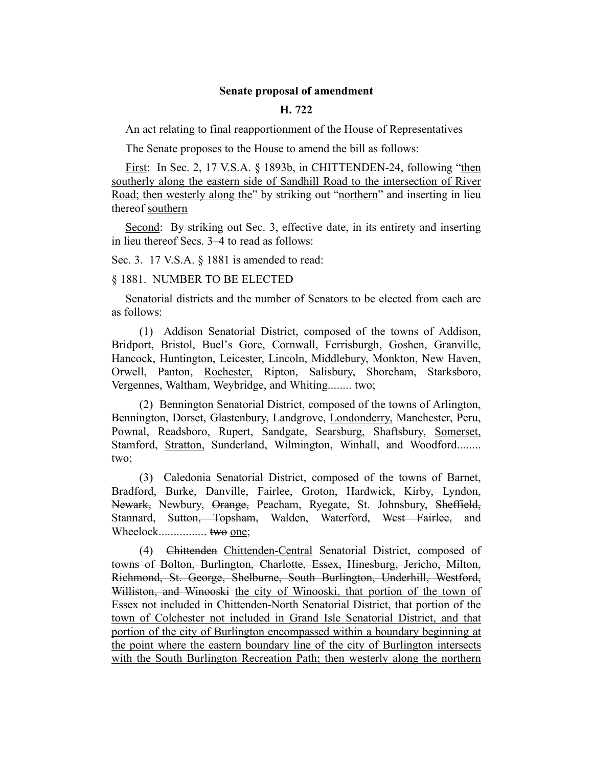**Senate proposal of amendment**

**H. 722**

An act relating to final reapportionment of the House of Representatives

The Senate proposes to the House to amend the bill as follows:

<u>First</u>: In Sec. 2, 17 V.S.A. § 1893b, in CHITTENDEN-24, following "<u>then southerly along the eastern side of Sandhill Road to the intersection of River Road; then westerly along the</u>" by striking out "<u>northern</u>" and inserting in lieu thereof <u>southern</u>

<u>Second</u>: By striking out Sec. 3, effective date, in its entirety and inserting in lieu thereof Secs. 3–4 to read as follows:

Sec. 3. 17 V.S.A. § 1881 is amended to read:

§ 1881. NUMBER TO BE ELECTED

Senatorial districts and the number of Senators to be elected from each are as follows:

(1) Addison Senatorial District, composed of the towns of Addison, Bridport, Bristol, Buel's Gore, Cornwall, Ferrisburgh, Goshen, Granville, Hancock, Huntington, Leicester, Lincoln, Middlebury, Monkton, New Haven, Orwell, Panton, <u>Rochester,</u> Ripton, Salisbury, Shoreham, Starksboro, Vergennes, Waltham, Weybridge, and Whiting........ two;

(2) Bennington Senatorial District, composed of the towns of Arlington, Bennington, Dorset, Glastenbury, Landgrove, <u>Londonderry,</u> Manchester, Peru, Pownal, Readsboro, Rupert, Sandgate, Searsburg, Shaftsbury, <u>Somerset,</u> Stamford, <u>Stratton,</u> Sunderland, Wilmington, Winhall, and Woodford........ two;

(3) Caledonia Senatorial District, composed of the towns of Barnet, ~~Bradford, Burke,~~ Danville, ~~Fairlee,~~ Groton, Hardwick, ~~Kirby, Lyndon, Newark,~~ Newbury, ~~Orange,~~ Peacham, Ryegate, St. Johnsbury, ~~Sheffield,~~ Stannard, ~~Sutton, Topsham,~~ Walden, Waterford, ~~West Fairlee,~~ and Wheelock................ ~~two~~ <u>one</u>;

(4) ~~Chittenden~~ <u>Chittenden-Central</u> Senatorial District, composed of ~~towns of Bolton, Burlington, Charlotte, Essex, Hinesburg, Jericho, Milton, Richmond, St. George, Shelburne, South Burlington, Underhill, Westford, Williston, and Winooski~~ <u>the city of Winooski, that portion of the town of Essex not included in Chittenden-North Senatorial District, that portion of the town of Colchester not included in Grand Isle Senatorial District, and that portion of the city of Burlington encompassed within a boundary beginning at the point where the eastern boundary line of the city of Burlington intersects with the South Burlington Recreation Path; then westerly along the northern</u>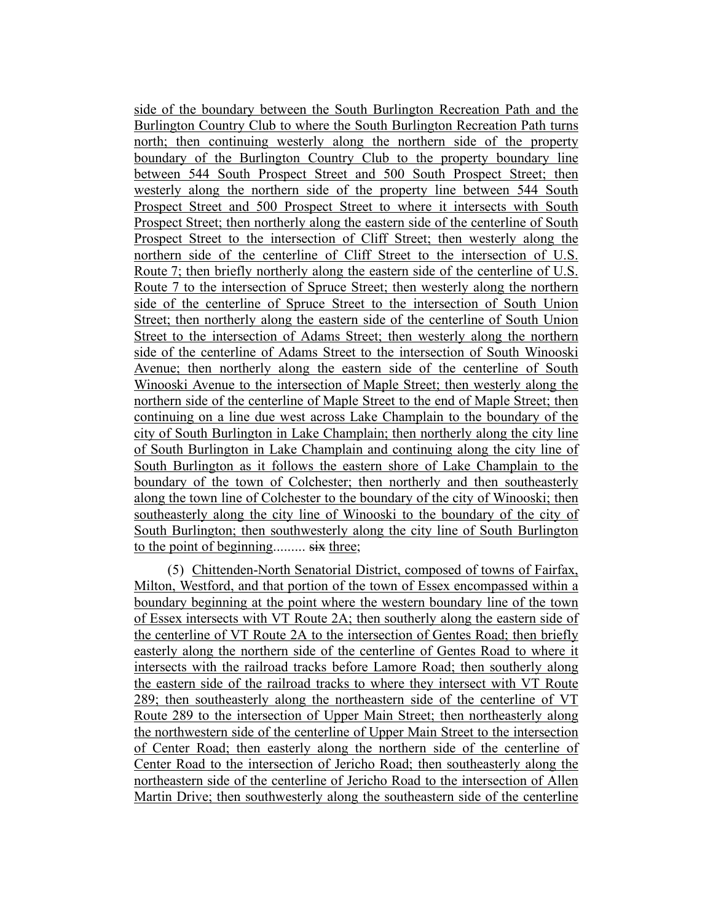side of the boundary between the South Burlington Recreation Path and the Burlington Country Club to where the South Burlington Recreation Path turns north; then continuing westerly along the northern side of the property boundary of the Burlington Country Club to the property boundary line between 544 South Prospect Street and 500 South Prospect Street; then westerly along the northern side of the property line between 544 South Prospect Street and 500 Prospect Street to where it intersects with South Prospect Street; then northerly along the eastern side of the centerline of South Prospect Street to the intersection of Cliff Street; then westerly along the northern side of the centerline of Cliff Street to the intersection of U.S. Route 7; then briefly northerly along the eastern side of the centerline of U.S. Route 7 to the intersection of Spruce Street; then westerly along the northern side of the centerline of Spruce Street to the intersection of South Union Street; then northerly along the eastern side of the centerline of South Union Street to the intersection of Adams Street; then westerly along the northern side of the centerline of Adams Street to the intersection of South Winooski Avenue; then northerly along the eastern side of the centerline of South Winooski Avenue to the intersection of Maple Street; then westerly along the northern side of the centerline of Maple Street to the end of Maple Street; then continuing on a line due west across Lake Champlain to the boundary of the city of South Burlington in Lake Champlain; then northerly along the city line of South Burlington in Lake Champlain and continuing along the city line of South Burlington as it follows the eastern shore of Lake Champlain to the boundary of the town of Colchester; then northerly and then southeasterly along the town line of Colchester to the boundary of the city of Winooski; then southeasterly along the city line of Winooski to the boundary of the city of South Burlington; then southwesterly along the city line of South Burlington to the point of beginning......... ~~six~~ three;

(5) Chittenden-North Senatorial District, composed of towns of Fairfax, Milton, Westford, and that portion of the town of Essex encompassed within a boundary beginning at the point where the western boundary line of the town of Essex intersects with VT Route 2A; then southerly along the eastern side of the centerline of VT Route 2A to the intersection of Gentes Road; then briefly easterly along the northern side of the centerline of Gentes Road to where it intersects with the railroad tracks before Lamore Road; then southerly along the eastern side of the railroad tracks to where they intersect with VT Route 289; then southeasterly along the northeastern side of the centerline of VT Route 289 to the intersection of Upper Main Street; then northeasterly along the northwestern side of the centerline of Upper Main Street to the intersection of Center Road; then easterly along the northern side of the centerline of Center Road to the intersection of Jericho Road; then southeasterly along the northeastern side of the centerline of Jericho Road to the intersection of Allen Martin Drive; then southwesterly along the southeastern side of the centerline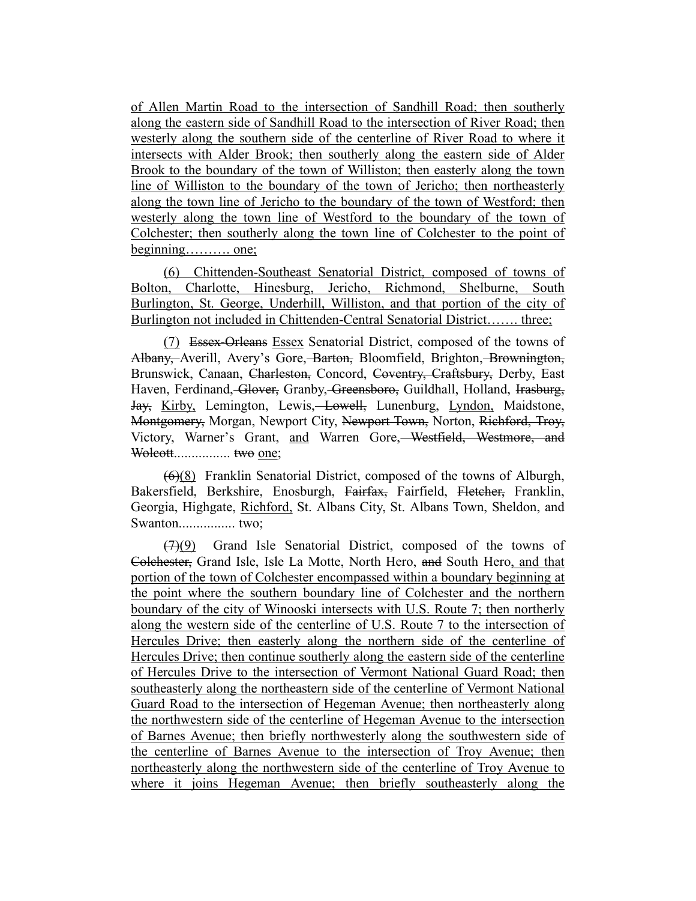of Allen Martin Road to the intersection of Sandhill Road; then southerly along the eastern side of Sandhill Road to the intersection of River Road; then westerly along the southern side of the centerline of River Road to where it intersects with Alder Brook; then southerly along the eastern side of Alder Brook to the boundary of the town of Williston; then easterly along the town line of Williston to the boundary of the town of Jericho; then northeasterly along the town line of Jericho to the boundary of the town of Westford; then westerly along the town line of Westford to the boundary of the town of Colchester; then southerly along the town line of Colchester to the point of beginning………. one;

(6) Chittenden-Southeast Senatorial District, composed of towns of Bolton, Charlotte, Hinesburg, Jericho, Richmond, Shelburne, South Burlington, St. George, Underhill, Williston, and that portion of the city of Burlington not included in Chittenden-Central Senatorial District……. three;

(7) ~~Essex-Orleans~~ Essex Senatorial District, composed of the towns of ~~Albany,~~ Averill, Avery's Gore,~~ Barton,~~ Bloomfield, Brighton,~~ Brownington,~~ Brunswick, Canaan, ~~Charleston,~~ Concord, ~~Coventry, Craftsbury,~~ Derby, East Haven, Ferdinand,~~ Glover,~~ Granby,~~ Greensboro,~~ Guildhall, Holland, ~~Irasburg, Jay,~~ Kirby, Lemington, Lewis,~~ Lowell,~~ Lunenburg, Lyndon, Maidstone, ~~Montgomery,~~ Morgan, Newport City, ~~Newport Town,~~ Norton, ~~Richford, Troy,~~ Victory, Warner's Grant, and Warren Gore~~, Westfield, Westmore, and Wolcott~~................ ~~two~~ one;

~~(6)~~(8) Franklin Senatorial District, composed of the towns of Alburgh, Bakersfield, Berkshire, Enosburgh, ~~Fairfax,~~ Fairfield, ~~Fletcher,~~ Franklin, Georgia, Highgate, Richford, St. Albans City, St. Albans Town, Sheldon, and Swanton................ two;

~~(7)~~(9) Grand Isle Senatorial District, composed of the towns of ~~Colchester,~~ Grand Isle, Isle La Motte, North Hero, ~~and~~ South Hero, and that portion of the town of Colchester encompassed within a boundary beginning at the point where the southern boundary line of Colchester and the northern boundary of the city of Winooski intersects with U.S. Route 7; then northerly along the western side of the centerline of U.S. Route 7 to the intersection of Hercules Drive; then easterly along the northern side of the centerline of Hercules Drive; then continue southerly along the eastern side of the centerline of Hercules Drive to the intersection of Vermont National Guard Road; then southeasterly along the northeastern side of the centerline of Vermont National Guard Road to the intersection of Hegeman Avenue; then northeasterly along the northwestern side of the centerline of Hegeman Avenue to the intersection of Barnes Avenue; then briefly northwesterly along the southwestern side of the centerline of Barnes Avenue to the intersection of Troy Avenue; then northeasterly along the northwestern side of the centerline of Troy Avenue to where it joins Hegeman Avenue; then briefly southeasterly along the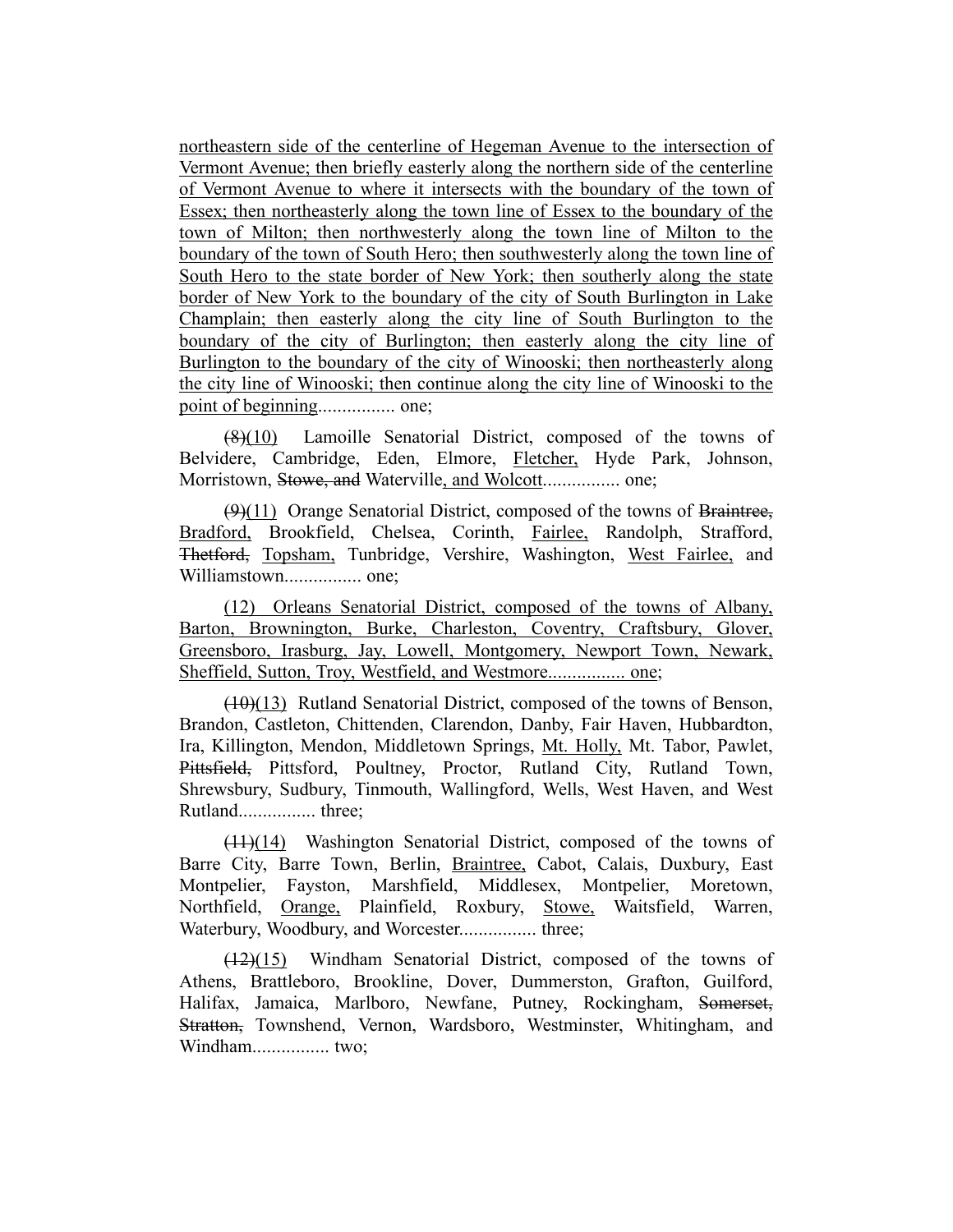<u>northeastern side of the centerline of Hegeman Avenue to the intersection of Vermont Avenue; then briefly easterly along the northern side of the centerline of Vermont Avenue to where it intersects with the boundary of the town of Essex; then northeasterly along the town line of Essex to the boundary of the town of Milton; then northwesterly along the town line of Milton to the boundary of the town of South Hero; then southwesterly along the town line of South Hero to the state border of New York; then southerly along the state border of New York to the boundary of the city of South Burlington in Lake Champlain; then easterly along the city line of South Burlington to the boundary of the city of Burlington; then easterly along the city line of Burlington to the boundary of the city of Winooski; then northeasterly along the city line of Winooski; then continue along the city line of Winooski to the point of beginning</u>................ one;

~~(8)~~<u>(10)</u> Lamoille Senatorial District, composed of the towns of Belvidere, Cambridge, Eden, Elmore, <u>Fletcher,</u> Hyde Park, Johnson, Morristown, ~~Stowe, and~~ Waterville<u>, and Wolcott</u>................ one;

~~(9)~~<u>(11)</u> Orange Senatorial District, composed of the towns of ~~Braintree,~~ <u>Bradford,</u> Brookfield, Chelsea, Corinth, <u>Fairlee,</u> Randolph, Strafford, ~~Thetford,~~ <u>Topsham,</u> Tunbridge, Vershire, Washington, <u>West Fairlee,</u> and Williamstown................ one;

<u>(12) Orleans Senatorial District, composed of the towns of Albany, Barton, Brownington, Burke, Charleston, Coventry, Craftsbury, Glover, Greensboro, Irasburg, Jay, Lowell, Montgomery, Newport Town, Newark, Sheffield, Sutton, Troy, Westfield, and Westmore................ one;</u>

~~(10)~~<u>(13)</u> Rutland Senatorial District, composed of the towns of Benson, Brandon, Castleton, Chittenden, Clarendon, Danby, Fair Haven, Hubbardton, Ira, Killington, Mendon, Middletown Springs, <u>Mt. Holly,</u> Mt. Tabor, Pawlet, ~~Pittsfield,~~ Pittsford, Poultney, Proctor, Rutland City, Rutland Town, Shrewsbury, Sudbury, Tinmouth, Wallingford, Wells, West Haven, and West Rutland................ three;

~~(11)~~<u>(14)</u> Washington Senatorial District, composed of the towns of Barre City, Barre Town, Berlin, <u>Braintree,</u> Cabot, Calais, Duxbury, East Montpelier, Fayston, Marshfield, Middlesex, Montpelier, Moretown, Northfield, <u>Orange,</u> Plainfield, Roxbury, <u>Stowe,</u> Waitsfield, Warren, Waterbury, Woodbury, and Worcester................ three;

~~(12)~~<u>(15)</u> Windham Senatorial District, composed of the towns of Athens, Brattleboro, Brookline, Dover, Dummerston, Grafton, Guilford, Halifax, Jamaica, Marlboro, Newfane, Putney, Rockingham, ~~Somerset,~~ ~~Stratton,~~ Townshend, Vernon, Wardsboro, Westminster, Whitingham, and Windham................ two;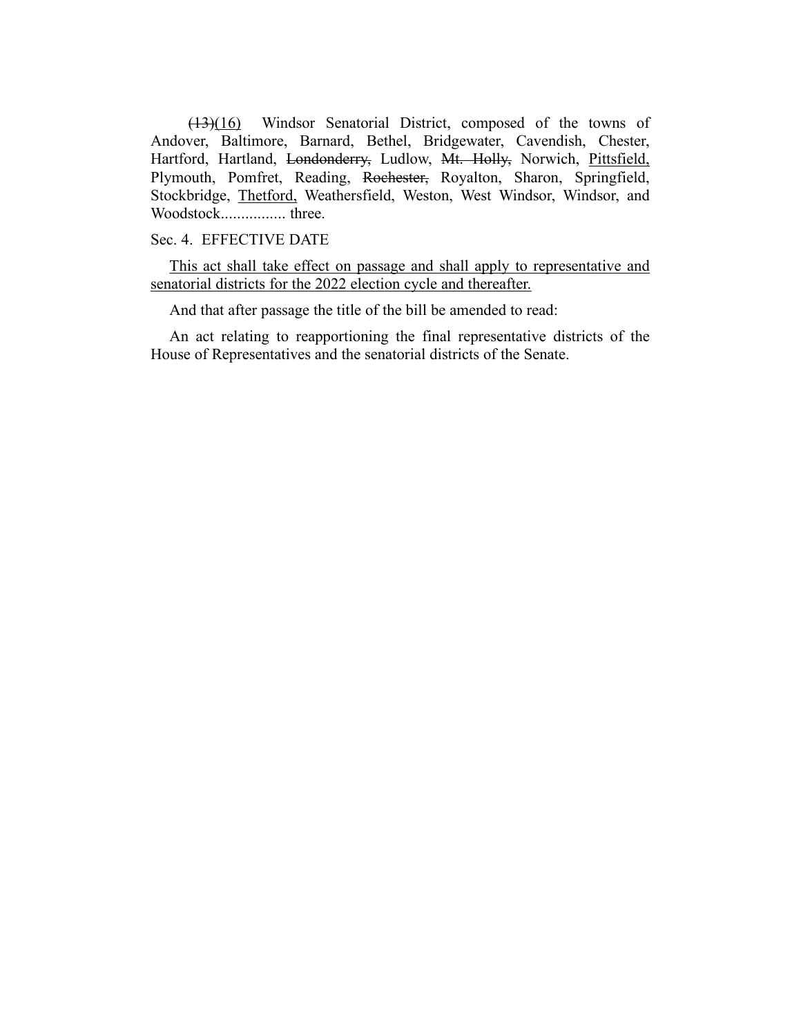~~(13)~~(16) Windsor Senatorial District, composed of the towns of Andover, Baltimore, Barnard, Bethel, Bridgewater, Cavendish, Chester, Hartford, Hartland, ~~Londonderry,~~ Ludlow, ~~Mt. Holly,~~ Norwich, <u>Pittsfield,</u> Plymouth, Pomfret, Reading, ~~Rochester,~~ Royalton, Sharon, Springfield, Stockbridge, <u>Thetford,</u> Weathersfield, Weston, West Windsor, Windsor, and Woodstock................ three.

Sec. 4. EFFECTIVE DATE

<u>This act shall take effect on passage and shall apply to representative and senatorial districts for the 2022 election cycle and thereafter.</u>

And that after passage the title of the bill be amended to read:

An act relating to reapportioning the final representative districts of the House of Representatives and the senatorial districts of the Senate.